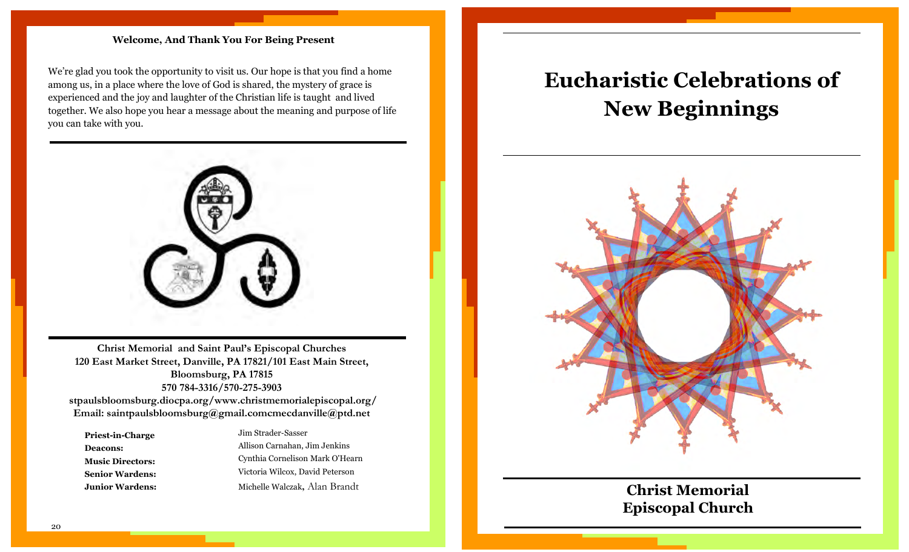**Welcome, And Thank You For Being Present**

We're glad you took the opportunity to visit us. Our hope is that you find a home among us, in a place where the love of God is shared, the mystery of grace is experienced and the joy and laughter of the Christian life is taught and lived together. We also hope you hear a message about the meaning and purpose of life you can take with you.

**Christ Memorial and Saint Paul's Episcopal Churches**
**120 East Market Street, Danville, PA 17821/101 East Main Street, Bloomsburg, PA 17815**
**570 784-3316/570-275-3903**
**stpaulsbloomsburg.diocpa.org/www.christmemorialepiscopal.org/**
**Email: saintpaulsbloomsburg@gmail.comcmecdanville@ptd.net**

| | |
|---|---|
| **Priest-in-Charge** | Jim Strader-Sasser |
| **Deacons:** | Allison Carnahan, Jim Jenkins |
| **Music Directors:** | Cynthia Cornelison Mark O'Hearn |
| **Senior Wardens:** | Victoria Wilcox, David Peterson |
| **Junior Wardens:** | Michelle Walczak, Alan Brandt |

# Eucharistic Celebrations of New Beginnings

## Christ Memorial Episcopal Church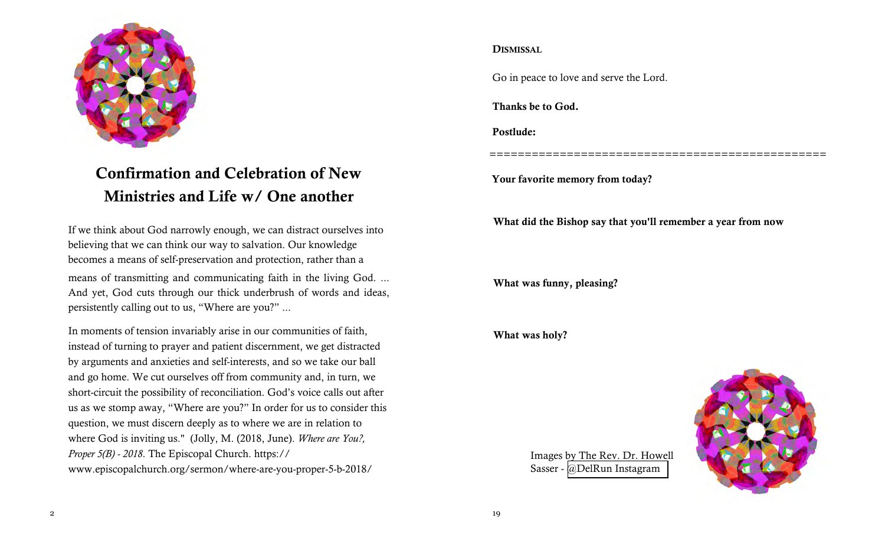## Confirmation and Celebration of New Ministries and Life w/ One another

If we think about God narrowly enough, we can distract ourselves into believing that we can think our way to salvation. Our knowledge becomes a means of self-preservation and protection, rather than a means of transmitting and communicating faith in the living God. ... And yet, God cuts through our thick underbrush of words and ideas, persistently calling out to us, "Where are you?" ...

In moments of tension invariably arise in our communities of faith, instead of turning to prayer and patient discernment, we get distracted by arguments and anxieties and self-interests, and so we take our ball and go home. We cut ourselves off from community and, in turn, we short-circuit the possibility of reconciliation. God's voice calls out after us as we stomp away, "Where are you?" In order for us to consider this question, we must discern deeply as to where we are in relation to where God is inviting us." (Jolly, M. (2018, June). *Where are You?, Proper 5(B) - 2018*. The Episcopal Church. https://www.episcopalchurch.org/sermon/where-are-you-proper-5-b-2018/

**Dismissal**

Go in peace to love and serve the Lord.

**Thanks be to God.**

**Postlude:**

================================================

**Your favorite memory from today?**

**What did the Bishop say that you'll remember a year from now**

**What was funny, pleasing?**

**What was holy?**

Images by The Rev. Dr. Howell Sasser - @DelRun Instagram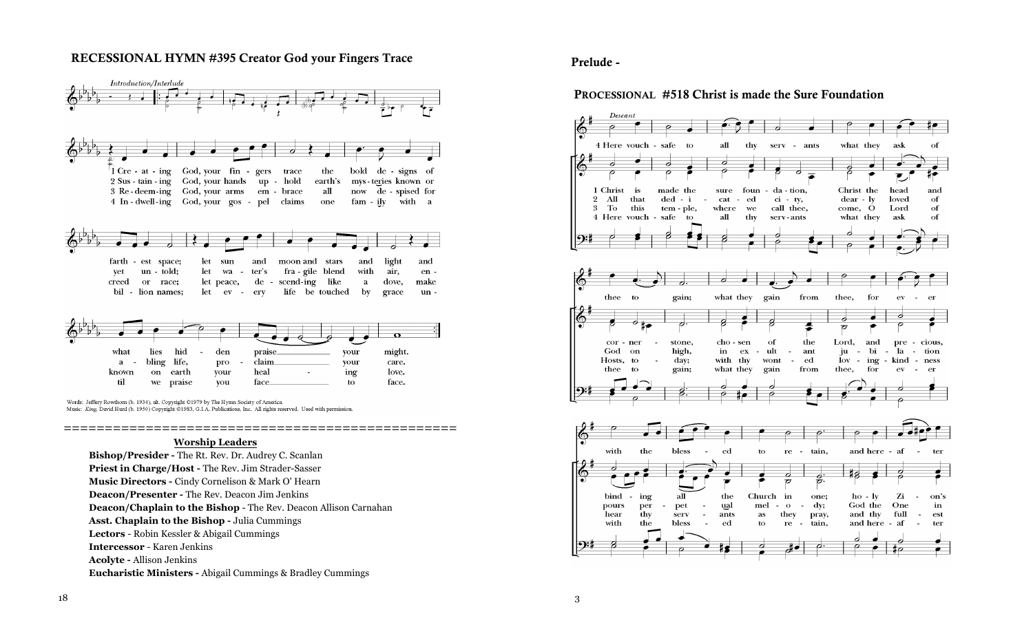## RECESSIONAL HYMN #395 Creator God your Fingers Trace

*Introduction/Interlude*

1 Cre - at - ing God, your fin - gers trace the bold de - signs of farth - est space; let sun and moon and stars and light and what lies hid - den praise your might.

2 Sus - tain - ing God, your hands up - hold earth's mys - teries known or yet un - told; let wa - ter's fra - gile blend with air, en - a - bling life, pro - claim your care.

3 Re - deem - ing God, your arms em - brace all now de - spised for creed or race; let peace, de - scend - ing like a dove, make known on earth your heal - ing love.

4 In - dwell - ing God, your gos - pel claims one fam - ily with a bil - lion names; let ev - ery life be touched by grace un - til we praise you face to face.

Words: Jeffery Rowthorn (b. 1934), alt. Copyright ©1979 by The Hymn Society of America.
Music: *King*, David Hurd (b. 1950) Copyright ©1983, G.I.A. Publications, Inc. All rights reserved. Used with permission.

===============================================

### Worship Leaders

**Bishop/Presider -** The Rt. Rev. Dr. Audrey C. Scanlan
**Priest in Charge/Host -** The Rev. Jim Strader-Sasser
**Music Directors -** Cindy Cornelison & Mark O' Hearn
**Deacon/Presenter -** The Rev. Deacon Jim Jenkins
**Deacon/Chaplain to the Bishop -** The Rev. Deacon Allison Carnahan
**Asst. Chaplain to the Bishop -** Julia Cummings
**Lectors** - Robin Kessler & Abigail Cummings
**Intercessor** - Karen Jenkins
**Acolyte -** Allison Jenkins
**Eucharistic Ministers -** Abigail Cummings & Bradley Cummings

## Prelude -

## PROCESSIONAL #518 Christ is made the Sure Foundation

*Descant*

4 Here vouch - safe to all thy serv - ants what they ask of thee to gain; what they gain from thee, for ev - er with the bless - ed to re - tain, and here - af - ter

1 Christ is made the sure foun - da - tion, Christ the head and cor - ner - stone, cho - sen of the Lord, and pre - cious, bind - ing all the Church in one; ho - ly Zi - on's

2 All that ded - i - cat - ed ci - ty, dear - ly loved of God on high, in ex - ult - ant ju - bi - la - tion pours per - pet - ual mel - o - dy; God the One in

3 To this tem - ple, where we call thee, come, O Lord of Hosts, to - day; with thy wont - ed lov - ing - kind - ness hear thy serv - ants as they pray, and thy full - est

4 Here vouch - safe to all thy serv - ants what they ask of thee to gain; what they gain from thee, for ev - er with the bless - ed to re - tain, and here - af - ter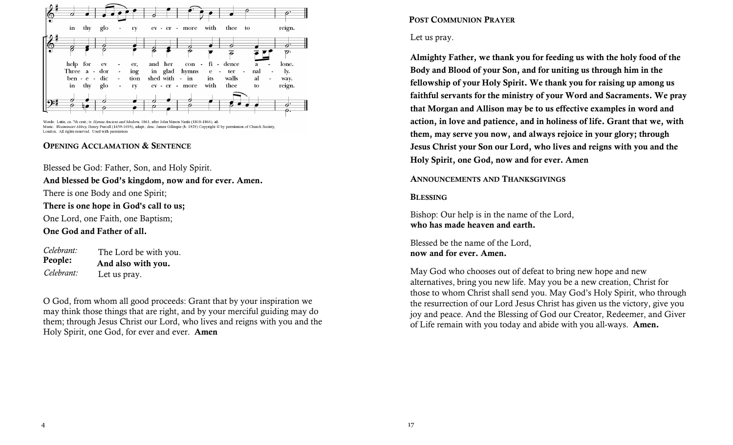in thy glo - ry ev - er - more with thee to reign.

help for ev - er, and her con - fi - dence a - lone.
Three a - dor - ing in glad hymns e - ter - nal - ly.
ben - e - dic - tion shed with - in its walls al - way.
in thy glo - ry ev - er - more with thee to reign.

Words: Latin, ca. 7th cent.; tr. *Hymns Ancient and Modern,* 1861, after John Mason Neale (1818-1866), alt.
Music: *Westminster Abbey,* Henry Purcell (1659-1695), adapt.; desc. James Gillespie (b. 1929) Copyright © by permission of Church Society, London. All rights reserved. Used with permission

## Opening Acclamation & Sentence

Blessed be God: Father, Son, and Holy Spirit.
**And blessed be God's kingdom, now and for ever. Amen.**
There is one Body and one Spirit;
**There is one hope in God's call to us;**
One Lord, one Faith, one Baptism;
**One God and Father of all.**

*Celebrant:* The Lord be with you.
**People: And also with you.**
*Celebrant:* Let us pray.

O God, from whom all good proceeds: Grant that by your inspiration we may think those things that are right, and by your merciful guiding may do them; through Jesus Christ our Lord, who lives and reigns with you and the Holy Spirit, one God, for ever and ever. **Amen**

## Post Communion Prayer

Let us pray.

**Almighty Father, we thank you for feeding us with the holy food of the Body and Blood of your Son, and for uniting us through him in the fellowship of your Holy Spirit. We thank you for raising up among us faithful servants for the ministry of your Word and Sacraments. We pray that Morgan and Allison may be to us effective examples in word and action, in love and patience, and in holiness of life. Grant that we, with them, may serve you now, and always rejoice in your glory; through Jesus Christ your Son our Lord, who lives and reigns with you and the Holy Spirit, one God, now and for ever. Amen**

## Announcements and Thanksgivings

## Blessing

Bishop: Our help is in the name of the Lord,
**who has made heaven and earth.**

Blessed be the name of the Lord,
**now and for ever. Amen.**

May God who chooses out of defeat to bring new hope and new alternatives, bring you new life. May you be a new creation, Christ for those to whom Christ shall send you. May God's Holy Spirit, who through the resurrection of our Lord Jesus Christ has given us the victory, give you joy and peace. And the Blessing of God our Creator, Redeemer, and Giver of Life remain with you today and abide with you all-ways. **Amen.**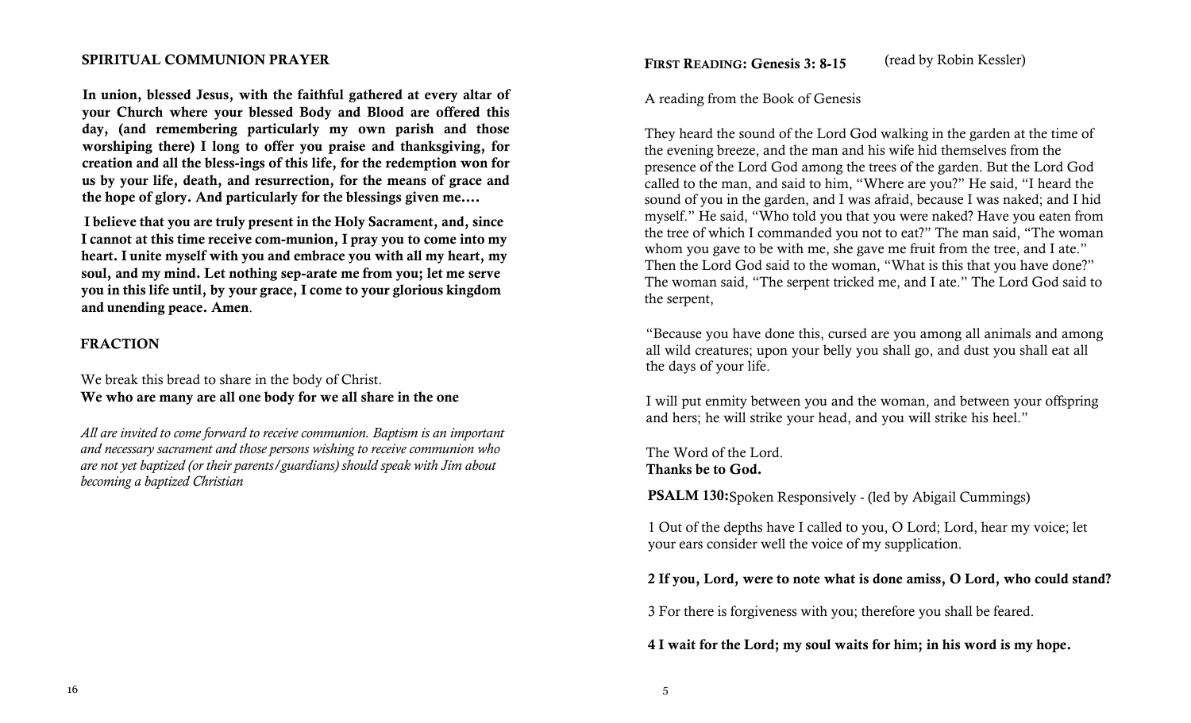## SPIRITUAL COMMUNION PRAYER

**In union, blessed Jesus, with the faithful gathered at every altar of your Church where your blessed Body and Blood are offered this day, (and remembering particularly my own parish and those worshiping there) I long to offer you praise and thanksgiving, for creation and all the bless-ings of this life, for the redemption won for us by your life, death, and resurrection, for the means of grace and the hope of glory. And particularly for the blessings given me….**

**I believe that you are truly present in the Holy Sacrament, and, since I cannot at this time receive com-munion, I pray you to come into my heart. I unite myself with you and embrace you with all my heart, my soul, and my mind. Let nothing sep-arate me from you; let me serve you in this life until, by your grace, I come to your glorious kingdom and unending peace. Amen**.

## FRACTION

We break this bread to share in the body of Christ.
**We who are many are all one body for we all share in the one**

*All are invited to come forward to receive communion. Baptism is an important and necessary sacrament and those persons wishing to receive communion who are not yet baptized (or their parents/guardians) should speak with Jim about becoming a baptized Christian*

## FIRST READING: Genesis 3: 8-15 (read by Robin Kessler)

A reading from the Book of Genesis

They heard the sound of the Lord God walking in the garden at the time of the evening breeze, and the man and his wife hid themselves from the presence of the Lord God among the trees of the garden. But the Lord God called to the man, and said to him, "Where are you?" He said, "I heard the sound of you in the garden, and I was afraid, because I was naked; and I hid myself." He said, "Who told you that you were naked? Have you eaten from the tree of which I commanded you not to eat?" The man said, "The woman whom you gave to be with me, she gave me fruit from the tree, and I ate." Then the Lord God said to the woman, "What is this that you have done?" The woman said, "The serpent tricked me, and I ate." The Lord God said to the serpent,

"Because you have done this, cursed are you among all animals and among all wild creatures; upon your belly you shall go, and dust you shall eat all the days of your life.

I will put enmity between you and the woman, and between your offspring and hers; he will strike your head, and you will strike his heel."

The Word of the Lord.
**Thanks be to God.**

**PSALM 130:** Spoken Responsively - (led by Abigail Cummings)

1 Out of the depths have I called to you, O Lord; Lord, hear my voice; let your ears consider well the voice of my supplication.

**2 If you, Lord, were to note what is done amiss, O Lord, who could stand?**

3 For there is forgiveness with you; therefore you shall be feared.

**4 I wait for the Lord; my soul waits for him; in his word is my hope.**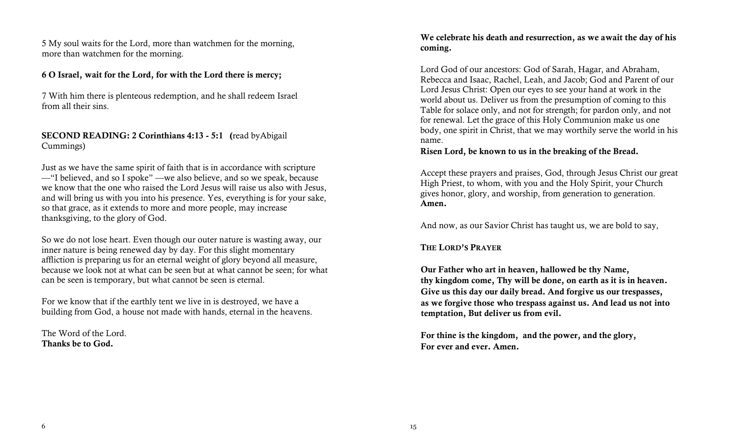5 My soul waits for the Lord, more than watchmen for the morning,
more than watchmen for the morning.

**6 O Israel, wait for the Lord, for with the Lord there is mercy;**

7 With him there is plenteous redemption, and he shall redeem Israel from all their sins.

**SECOND READING: 2 Corinthians 4:13 - 5:1** **(**read byAbigail Cummings)

Just as we have the same spirit of faith that is in accordance with scripture —"I believed, and so I spoke" —we also believe, and so we speak, because we know that the one who raised the Lord Jesus will raise us also with Jesus, and will bring us with you into his presence. Yes, everything is for your sake, so that grace, as it extends to more and more people, may increase thanksgiving, to the glory of God.

So we do not lose heart. Even though our outer nature is wasting away, our inner nature is being renewed day by day. For this slight momentary affliction is preparing us for an eternal weight of glory beyond all measure, because we look not at what can be seen but at what cannot be seen; for what can be seen is temporary, but what cannot be seen is eternal.

For we know that if the earthly tent we live in is destroyed, we have a building from God, a house not made with hands, eternal in the heavens.

The Word of the Lord.
**Thanks be to God.**

**We celebrate his death and resurrection, as we await the day of his coming.**

Lord God of our ancestors: God of Sarah, Hagar, and Abraham, Rebecca and Isaac, Rachel, Leah, and Jacob; God and Parent of our Lord Jesus Christ: Open our eyes to see your hand at work in the world about us. Deliver us from the presumption of coming to this Table for solace only, and not for strength; for pardon only, and not for renewal. Let the grace of this Holy Communion make us one body, one spirit in Christ, that we may worthily serve the world in his name.
**Risen Lord, be known to us in the breaking of the Bread.**

Accept these prayers and praises, God, through Jesus Christ our great High Priest, to whom, with you and the Holy Spirit, your Church gives honor, glory, and worship, from generation to generation.
**Amen.**

And now, as our Savior Christ has taught us, we are bold to say,

**THE LORD'S PRAYER**

**Our Father who art in heaven, hallowed be thy Name,
thy kingdom come, Thy will be done, on earth as it is in heaven.
Give us this day our daily bread. And forgive us our trespasses,
as we forgive those who trespass against us. And lead us not into temptation, But deliver us from evil.**

**For thine is the kingdom, and the power, and the glory,
For ever and ever. Amen.**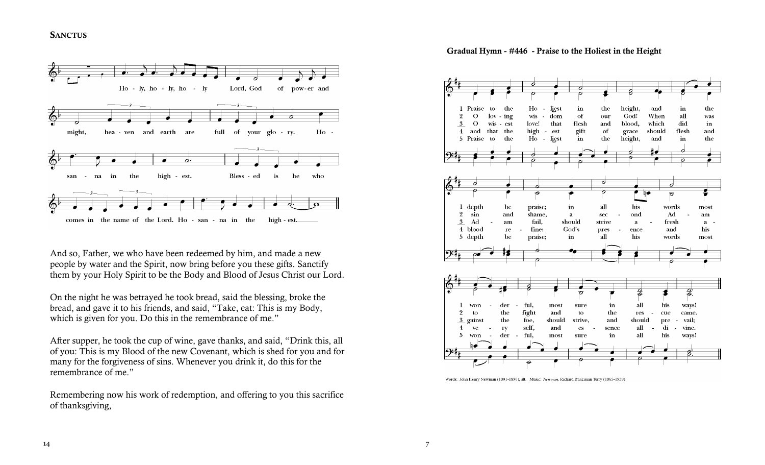## Sanctus

Holy, holy, holy Lord, God of power and might, heaven and earth are full of your glory. Hosanna in the highest. Blessed is he who comes in the name of the Lord. Hosanna in the highest.

And so, Father, we who have been redeemed by him, and made a new people by water and the Spirit, now bring before you these gifts. Sanctify them by your Holy Spirit to be the Body and Blood of Jesus Christ our Lord.

On the night he was betrayed he took bread, said the blessing, broke the bread, and gave it to his friends, and said, "Take, eat: This is my Body, which is given for you. Do this in the remembrance of me."

After supper, he took the cup of wine, gave thanks, and said, "Drink this, all of you: This is my Blood of the new Covenant, which is shed for you and for many for the forgiveness of sins. Whenever you drink it, do this for the remembrance of me."

Remembering now his work of redemption, and offering to you this sacrifice of thanksgiving,

**Gradual Hymn - #446 - Praise to the Holiest in the Height**

1 Praise to the Holiest in the height, and in the depth be praise; in all his words most wonderful, most sure in all his ways!

2 O loving wisdom of our God! When all was sin and shame, a second Adam to the fight and to the rescue came.

3 O wisest love! that flesh and blood, which did in Adam fail, should strive afresh against the foe, should strive, and should prevail;

4 and that the highest gift of grace should flesh and blood refine: God's presence and his very self, and essence all-divine.

5 Praise to the Holiest in the height, and in the depth be praise; in all his words most wonderful, most sure in all his ways!

Words: John Henry Newman (1801-1890), alt. Music: *Newman*, Richard Runciman Terry (1865-1938)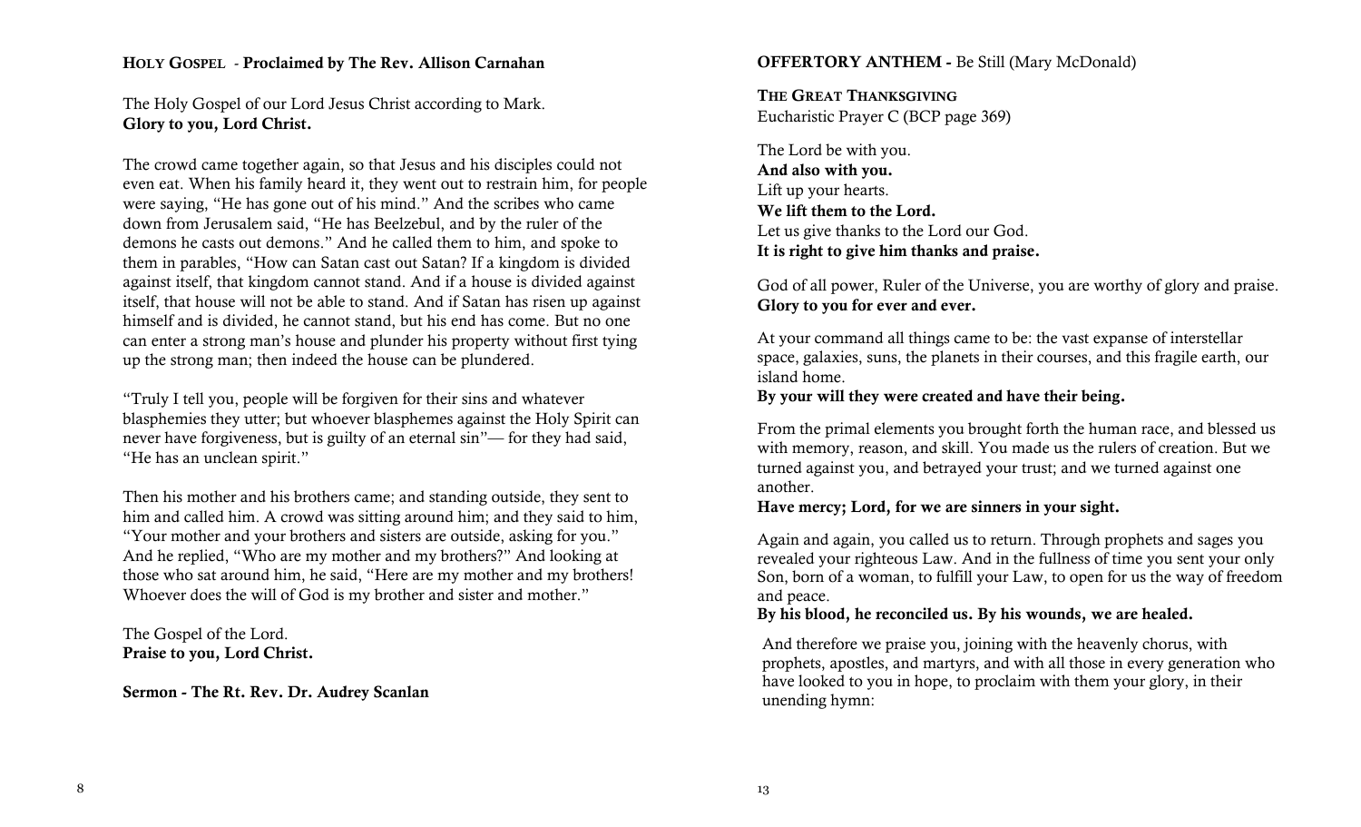**HOLY GOSPEL - Proclaimed by The Rev. Allison Carnahan**

The Holy Gospel of our Lord Jesus Christ according to Mark.
**Glory to you, Lord Christ.**

The crowd came together again, so that Jesus and his disciples could not even eat. When his family heard it, they went out to restrain him, for people were saying, "He has gone out of his mind." And the scribes who came down from Jerusalem said, "He has Beelzebul, and by the ruler of the demons he casts out demons." And he called them to him, and spoke to them in parables, "How can Satan cast out Satan? If a kingdom is divided against itself, that kingdom cannot stand. And if a house is divided against itself, that house will not be able to stand. And if Satan has risen up against himself and is divided, he cannot stand, but his end has come. But no one can enter a strong man's house and plunder his property without first tying up the strong man; then indeed the house can be plundered.

"Truly I tell you, people will be forgiven for their sins and whatever blasphemies they utter; but whoever blasphemes against the Holy Spirit can never have forgiveness, but is guilty of an eternal sin"— for they had said, "He has an unclean spirit."

Then his mother and his brothers came; and standing outside, they sent to him and called him. A crowd was sitting around him; and they said to him, "Your mother and your brothers and sisters are outside, asking for you." And he replied, "Who are my mother and my brothers?" And looking at those who sat around him, he said, "Here are my mother and my brothers! Whoever does the will of God is my brother and sister and mother."

The Gospel of the Lord.
**Praise to you, Lord Christ.**

**Sermon - The Rt. Rev. Dr. Audrey Scanlan**

**OFFERTORY ANTHEM -** Be Still (Mary McDonald)

**THE GREAT THANKSGIVING**
Eucharistic Prayer C (BCP page 369)

The Lord be with you.
**And also with you.**
Lift up your hearts.
**We lift them to the Lord.**
Let us give thanks to the Lord our God.
**It is right to give him thanks and praise.**

God of all power, Ruler of the Universe, you are worthy of glory and praise.
**Glory to you for ever and ever.**

At your command all things came to be: the vast expanse of interstellar space, galaxies, suns, the planets in their courses, and this fragile earth, our island home.
**By your will they were created and have their being.**

From the primal elements you brought forth the human race, and blessed us with memory, reason, and skill. You made us the rulers of creation. But we turned against you, and betrayed your trust; and we turned against one another.
**Have mercy; Lord, for we are sinners in your sight.**

Again and again, you called us to return. Through prophets and sages you revealed your righteous Law. And in the fullness of time you sent your only Son, born of a woman, to fulfill your Law, to open for us the way of freedom and peace.
**By his blood, he reconciled us. By his wounds, we are healed.**

And therefore we praise you, joining with the heavenly chorus, with prophets, apostles, and martyrs, and with all those in every generation who have looked to you in hope, to proclaim with them your glory, in their unending hymn: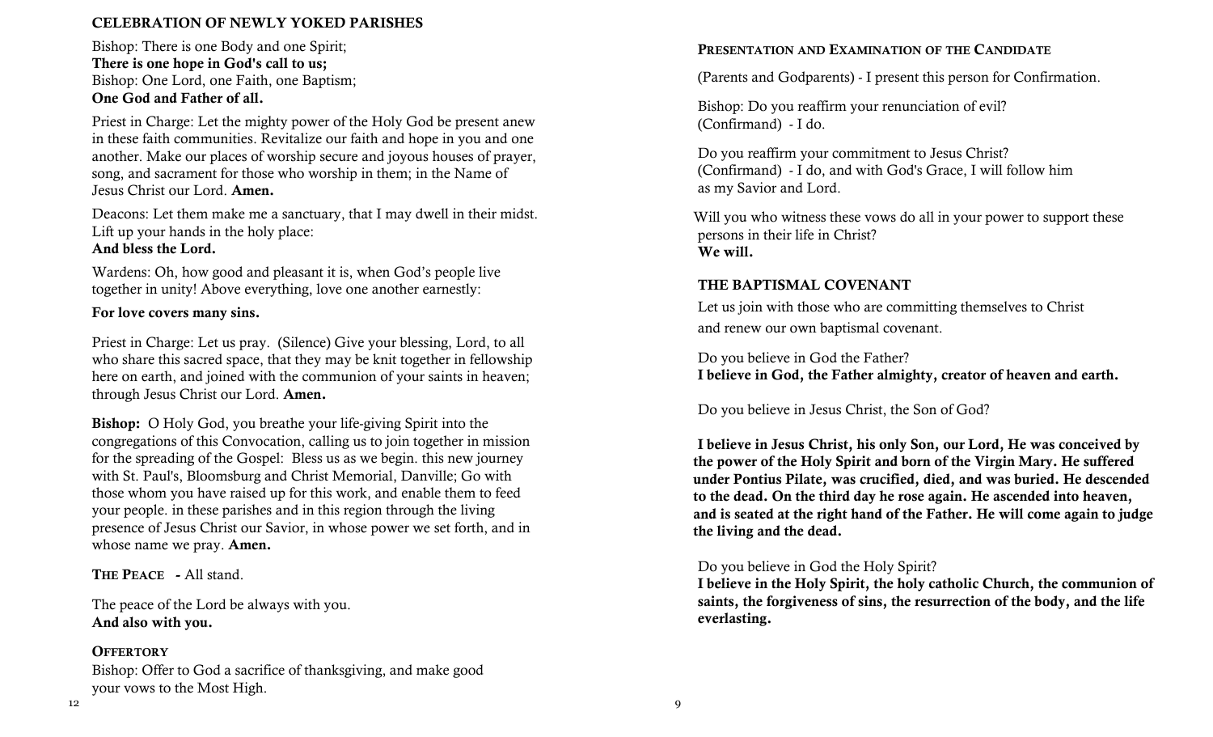## CELEBRATION OF NEWLY YOKED PARISHES

Bishop: There is one Body and one Spirit;
**There is one hope in God's call to us;**
Bishop: One Lord, one Faith, one Baptism;
**One God and Father of all.**

Priest in Charge: Let the mighty power of the Holy God be present anew in these faith communities. Revitalize our faith and hope in you and one another. Make our places of worship secure and joyous houses of prayer, song, and sacrament for those who worship in them; in the Name of Jesus Christ our Lord. **Amen.**

Deacons: Let them make me a sanctuary, that I may dwell in their midst. Lift up your hands in the holy place:
**And bless the Lord.**

Wardens: Oh, how good and pleasant it is, when God's people live together in unity! Above everything, love one another earnestly:

**For love covers many sins.**

Priest in Charge: Let us pray. (Silence) Give your blessing, Lord, to all who share this sacred space, that they may be knit together in fellowship here on earth, and joined with the communion of your saints in heaven; through Jesus Christ our Lord. **Amen.**

**Bishop:** O Holy God, you breathe your life-giving Spirit into the congregations of this Convocation, calling us to join together in mission for the spreading of the Gospel: Bless us as we begin. this new journey with St. Paul's, Bloomsburg and Christ Memorial, Danville; Go with those whom you have raised up for this work, and enable them to feed your people. in these parishes and in this region through the living presence of Jesus Christ our Savior, in whose power we set forth, and in whose name we pray. **Amen.**

**The Peace** - All stand.

The peace of the Lord be always with you.
**And also with you.**

**Offertory**

Bishop: Offer to God a sacrifice of thanksgiving, and make good your vows to the Most High.

**Presentation and Examination of the Candidate**

(Parents and Godparents) - I present this person for Confirmation.

Bishop: Do you reaffirm your renunciation of evil?
(Confirmand) - I do.

Do you reaffirm your commitment to Jesus Christ?
(Confirmand) - I do, and with God's Grace, I will follow him as my Savior and Lord.

Will you who witness these vows do all in your power to support these persons in their life in Christ?
**We will.**

## THE BAPTISMAL COVENANT

Let us join with those who are committing themselves to Christ and renew our own baptismal covenant.

Do you believe in God the Father?
**I believe in God, the Father almighty, creator of heaven and earth.**

Do you believe in Jesus Christ, the Son of God?

**I believe in Jesus Christ, his only Son, our Lord, He was conceived by the power of the Holy Spirit and born of the Virgin Mary. He suffered under Pontius Pilate, was crucified, died, and was buried. He descended to the dead. On the third day he rose again. He ascended into heaven, and is seated at the right hand of the Father. He will come again to judge the living and the dead.**

Do you believe in God the Holy Spirit?
**I believe in the Holy Spirit, the holy catholic Church, the communion of saints, the forgiveness of sins, the resurrection of the body, and the life everlasting.**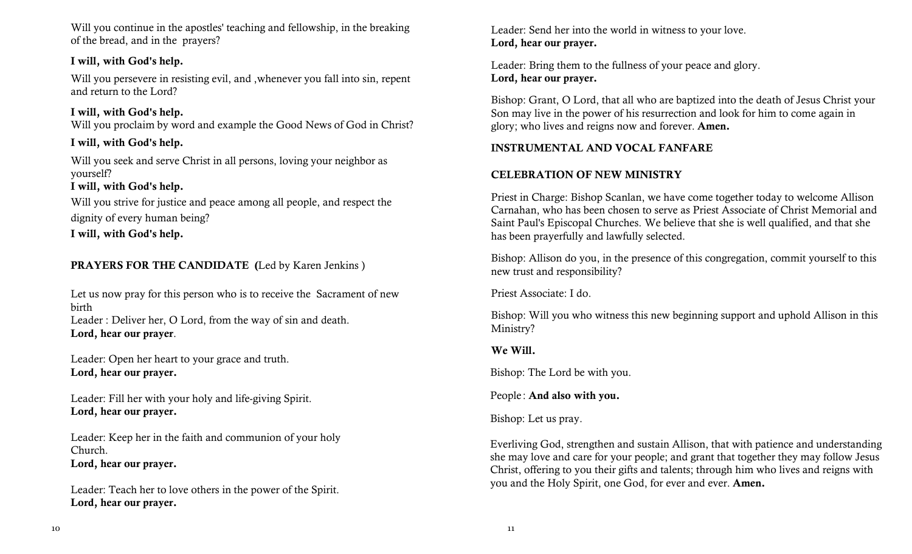Will you continue in the apostles' teaching and fellowship, in the breaking of the bread, and in the prayers?

**I will, with God's help.**

Will you persevere in resisting evil, and ,whenever you fall into sin, repent and return to the Lord?

**I will, with God's help.**
Will you proclaim by word and example the Good News of God in Christ?

**I will, with God's help.**

Will you seek and serve Christ in all persons, loving your neighbor as yourself?
**I will, with God's help.**

Will you strive for justice and peace among all people, and respect the dignity of every human being?

**I will, with God's help.**

**PRAYERS FOR THE CANDIDATE (**Led by Karen Jenkins )

Let us now pray for this person who is to receive the Sacrament of new birth
Leader : Deliver her, O Lord, from the way of sin and death.
**Lord, hear our prayer**.

Leader: Open her heart to your grace and truth.
**Lord, hear our prayer.**

Leader: Fill her with your holy and life-giving Spirit.
**Lord, hear our prayer.**

Leader: Keep her in the faith and communion of your holy Church.
**Lord, hear our prayer.**

Leader: Teach her to love others in the power of the Spirit.
**Lord, hear our prayer.**

Leader: Send her into the world in witness to your love.
**Lord, hear our prayer.**

Leader: Bring them to the fullness of your peace and glory.
**Lord, hear our prayer.**

Bishop: Grant, O Lord, that all who are baptized into the death of Jesus Christ your Son may live in the power of his resurrection and look for him to come again in glory; who lives and reigns now and forever. **Amen.**

**INSTRUMENTAL AND VOCAL FANFARE**

**CELEBRATION OF NEW MINISTRY**

Priest in Charge: Bishop Scanlan, we have come together today to welcome Allison Carnahan, who has been chosen to serve as Priest Associate of Christ Memorial and Saint Paul's Episcopal Churches. We believe that she is well qualified, and that she has been prayerfully and lawfully selected.

Bishop: Allison do you, in the presence of this congregation, commit yourself to this new trust and responsibility?

Priest Associate: I do.

Bishop: Will you who witness this new beginning support and uphold Allison in this Ministry?

**We Will.**

Bishop: The Lord be with you.

People : **And also with you.**

Bishop: Let us pray.

Everliving God, strengthen and sustain Allison, that with patience and understanding she may love and care for your people; and grant that together they may follow Jesus Christ, offering to you their gifts and talents; through him who lives and reigns with you and the Holy Spirit, one God, for ever and ever. **Amen.**